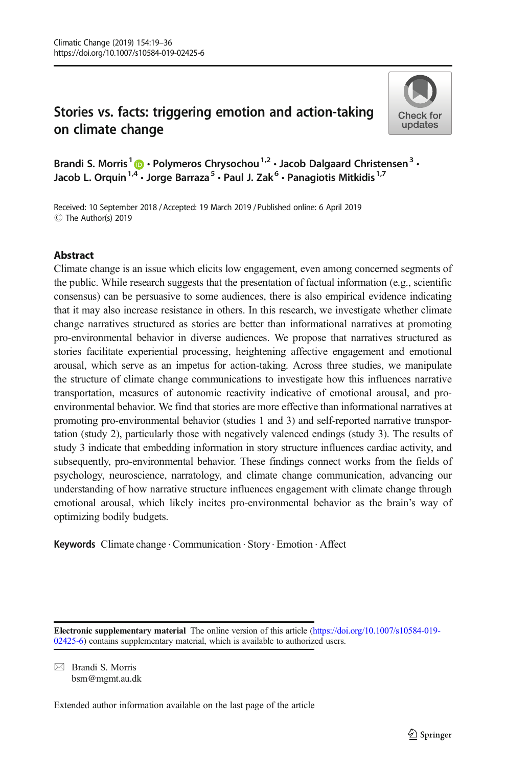# Stories vs. facts: triggering emotion and action-taking on climate change

**Brandi S. Morris**[1] · **Polymeros Chrysochou**[1,2] · **Jacob Dalgaard Christensen**[3] · **Jacob L. Orquin**[1,4] · **Jorge Barraza**[5] · **Paul J. Zak**[6] · **Panagiotis Mitkidis**[1,7]

Received: 10 September 2018 / Accepted: 19 March 2019 / Published online: 6 April 2019
© The Author(s) 2019

## Abstract

Climate change is an issue which elicits low engagement, even among concerned segments of the public. While research suggests that the presentation of factual information (e.g., scientific consensus) can be persuasive to some audiences, there is also empirical evidence indicating that it may also increase resistance in others. In this research, we investigate whether climate change narratives structured as stories are better than informational narratives at promoting pro-environmental behavior in diverse audiences. We propose that narratives structured as stories facilitate experiential processing, heightening affective engagement and emotional arousal, which serve as an impetus for action-taking. Across three studies, we manipulate the structure of climate change communications to investigate how this influences narrative transportation, measures of autonomic reactivity indicative of emotional arousal, and pro-environmental behavior. We find that stories are more effective than informational narratives at promoting pro-environmental behavior (studies 1 and 3) and self-reported narrative transportation (study 2), particularly those with negatively valenced endings (study 3). The results of study 3 indicate that embedding information in story structure influences cardiac activity, and subsequently, pro-environmental behavior. These findings connect works from the fields of psychology, neuroscience, narratology, and climate change communication, advancing our understanding of how narrative structure influences engagement with climate change through emotional arousal, which likely incites pro-environmental behavior as the brain's way of optimizing bodily budgets.

**Keywords** Climate change · Communication · Story · Emotion · Affect

**Electronic supplementary material** The online version of this article (https://doi.org/10.1007/s10584-019-02425-6) contains supplementary material, which is available to authorized users.

✉ Brandi S. Morris
bsm@mgmt.au.dk

Extended author information available on the last page of the article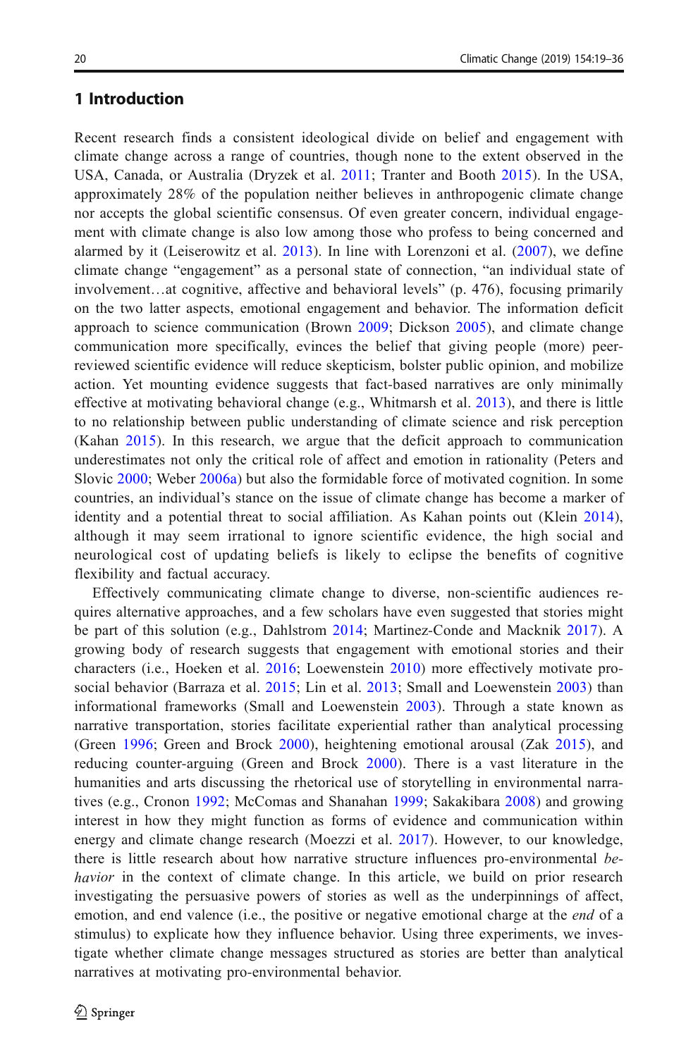## 1 Introduction

Recent research finds a consistent ideological divide on belief and engagement with climate change across a range of countries, though none to the extent observed in the USA, Canada, or Australia (Dryzek et al. 2011; Tranter and Booth 2015). In the USA, approximately 28% of the population neither believes in anthropogenic climate change nor accepts the global scientific consensus. Of even greater concern, individual engagement with climate change is also low among those who profess to being concerned and alarmed by it (Leiserowitz et al. 2013). In line with Lorenzoni et al. (2007), we define climate change "engagement" as a personal state of connection, "an individual state of involvement…at cognitive, affective and behavioral levels" (p. 476), focusing primarily on the two latter aspects, emotional engagement and behavior. The information deficit approach to science communication (Brown 2009; Dickson 2005), and climate change communication more specifically, evinces the belief that giving people (more) peer-reviewed scientific evidence will reduce skepticism, bolster public opinion, and mobilize action. Yet mounting evidence suggests that fact-based narratives are only minimally effective at motivating behavioral change (e.g., Whitmarsh et al. 2013), and there is little to no relationship between public understanding of climate science and risk perception (Kahan 2015). In this research, we argue that the deficit approach to communication underestimates not only the critical role of affect and emotion in rationality (Peters and Slovic 2000; Weber 2006a) but also the formidable force of motivated cognition. In some countries, an individual's stance on the issue of climate change has become a marker of identity and a potential threat to social affiliation. As Kahan points out (Klein 2014), although it may seem irrational to ignore scientific evidence, the high social and neurological cost of updating beliefs is likely to eclipse the benefits of cognitive flexibility and factual accuracy.

Effectively communicating climate change to diverse, non-scientific audiences requires alternative approaches, and a few scholars have even suggested that stories might be part of this solution (e.g., Dahlstrom 2014; Martinez-Conde and Macknik 2017). A growing body of research suggests that engagement with emotional stories and their characters (i.e., Hoeken et al. 2016; Loewenstein 2010) more effectively motivate pro-social behavior (Barraza et al. 2015; Lin et al. 2013; Small and Loewenstein 2003) than informational frameworks (Small and Loewenstein 2003). Through a state known as narrative transportation, stories facilitate experiential rather than analytical processing (Green 1996; Green and Brock 2000), heightening emotional arousal (Zak 2015), and reducing counter-arguing (Green and Brock 2000). There is a vast literature in the humanities and arts discussing the rhetorical use of storytelling in environmental narratives (e.g., Cronon 1992; McComas and Shanahan 1999; Sakakibara 2008) and growing interest in how they might function as forms of evidence and communication within energy and climate change research (Moezzi et al. 2017). However, to our knowledge, there is little research about how narrative structure influences pro-environmental *behavior* in the context of climate change. In this article, we build on prior research investigating the persuasive powers of stories as well as the underpinnings of affect, emotion, and end valence (i.e., the positive or negative emotional charge at the *end* of a stimulus) to explicate how they influence behavior. Using three experiments, we investigate whether climate change messages structured as stories are better than analytical narratives at motivating pro-environmental behavior.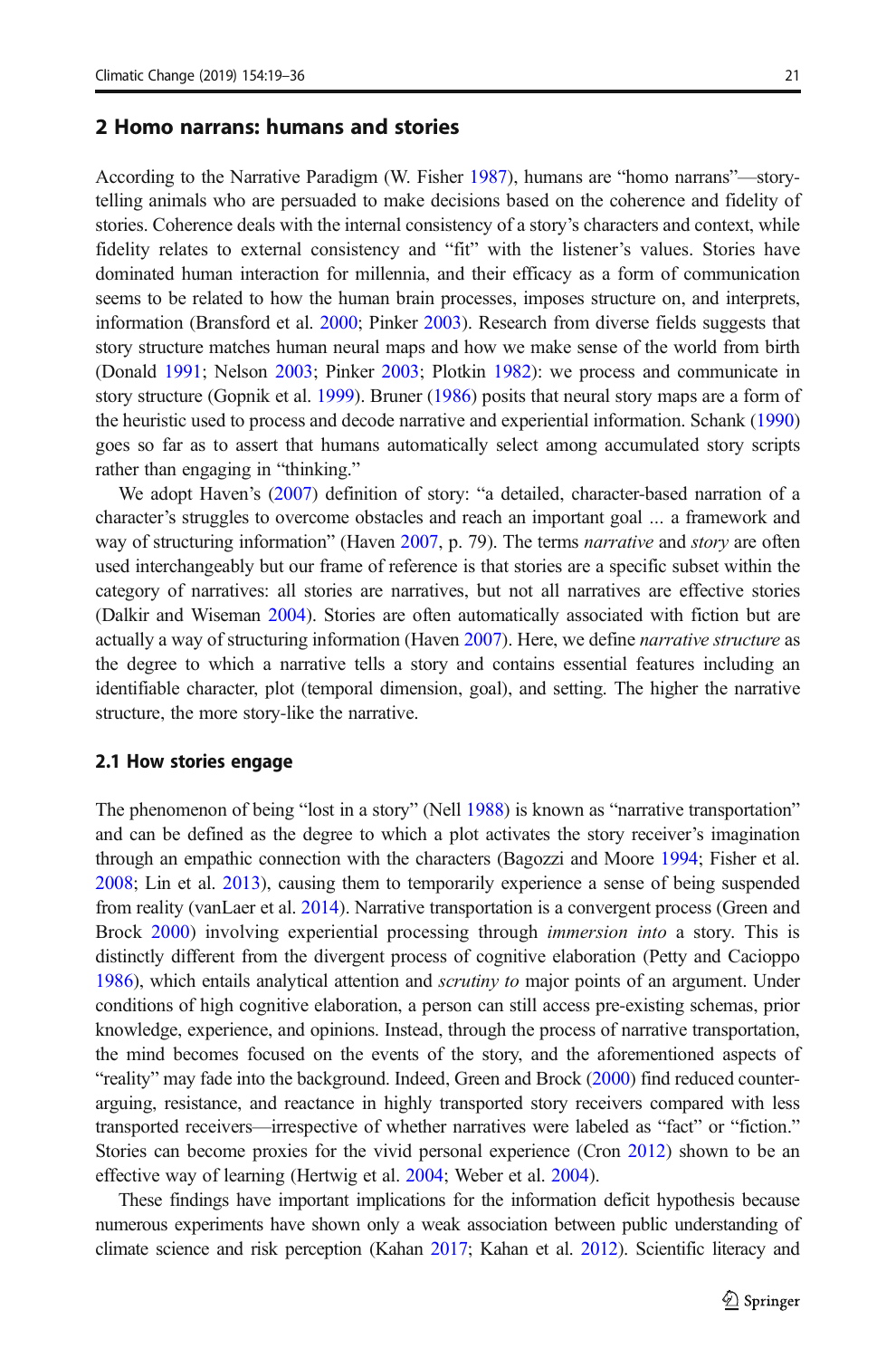## 2 Homo narrans: humans and stories

According to the Narrative Paradigm (W. Fisher 1987), humans are "homo narrans"—storytelling animals who are persuaded to make decisions based on the coherence and fidelity of stories. Coherence deals with the internal consistency of a story's characters and context, while fidelity relates to external consistency and "fit" with the listener's values. Stories have dominated human interaction for millennia, and their efficacy as a form of communication seems to be related to how the human brain processes, imposes structure on, and interprets, information (Bransford et al. 2000; Pinker 2003). Research from diverse fields suggests that story structure matches human neural maps and how we make sense of the world from birth (Donald 1991; Nelson 2003; Pinker 2003; Plotkin 1982): we process and communicate in story structure (Gopnik et al. 1999). Bruner (1986) posits that neural story maps are a form of the heuristic used to process and decode narrative and experiential information. Schank (1990) goes so far as to assert that humans automatically select among accumulated story scripts rather than engaging in "thinking."

We adopt Haven's (2007) definition of story: "a detailed, character-based narration of a character's struggles to overcome obstacles and reach an important goal ... a framework and way of structuring information" (Haven 2007, p. 79). The terms *narrative* and *story* are often used interchangeably but our frame of reference is that stories are a specific subset within the category of narratives: all stories are narratives, but not all narratives are effective stories (Dalkir and Wiseman 2004). Stories are often automatically associated with fiction but are actually a way of structuring information (Haven 2007). Here, we define *narrative structure* as the degree to which a narrative tells a story and contains essential features including an identifiable character, plot (temporal dimension, goal), and setting. The higher the narrative structure, the more story-like the narrative.

### 2.1 How stories engage

The phenomenon of being "lost in a story" (Nell 1988) is known as "narrative transportation" and can be defined as the degree to which a plot activates the story receiver's imagination through an empathic connection with the characters (Bagozzi and Moore 1994; Fisher et al. 2008; Lin et al. 2013), causing them to temporarily experience a sense of being suspended from reality (vanLaer et al. 2014). Narrative transportation is a convergent process (Green and Brock 2000) involving experiential processing through *immersion into* a story. This is distinctly different from the divergent process of cognitive elaboration (Petty and Cacioppo 1986), which entails analytical attention and *scrutiny to* major points of an argument. Under conditions of high cognitive elaboration, a person can still access pre-existing schemas, prior knowledge, experience, and opinions. Instead, through the process of narrative transportation, the mind becomes focused on the events of the story, and the aforementioned aspects of "reality" may fade into the background. Indeed, Green and Brock (2000) find reduced counter-arguing, resistance, and reactance in highly transported story receivers compared with less transported receivers—irrespective of whether narratives were labeled as "fact" or "fiction." Stories can become proxies for the vivid personal experience (Cron 2012) shown to be an effective way of learning (Hertwig et al. 2004; Weber et al. 2004).

These findings have important implications for the information deficit hypothesis because numerous experiments have shown only a weak association between public understanding of climate science and risk perception (Kahan 2017; Kahan et al. 2012). Scientific literacy and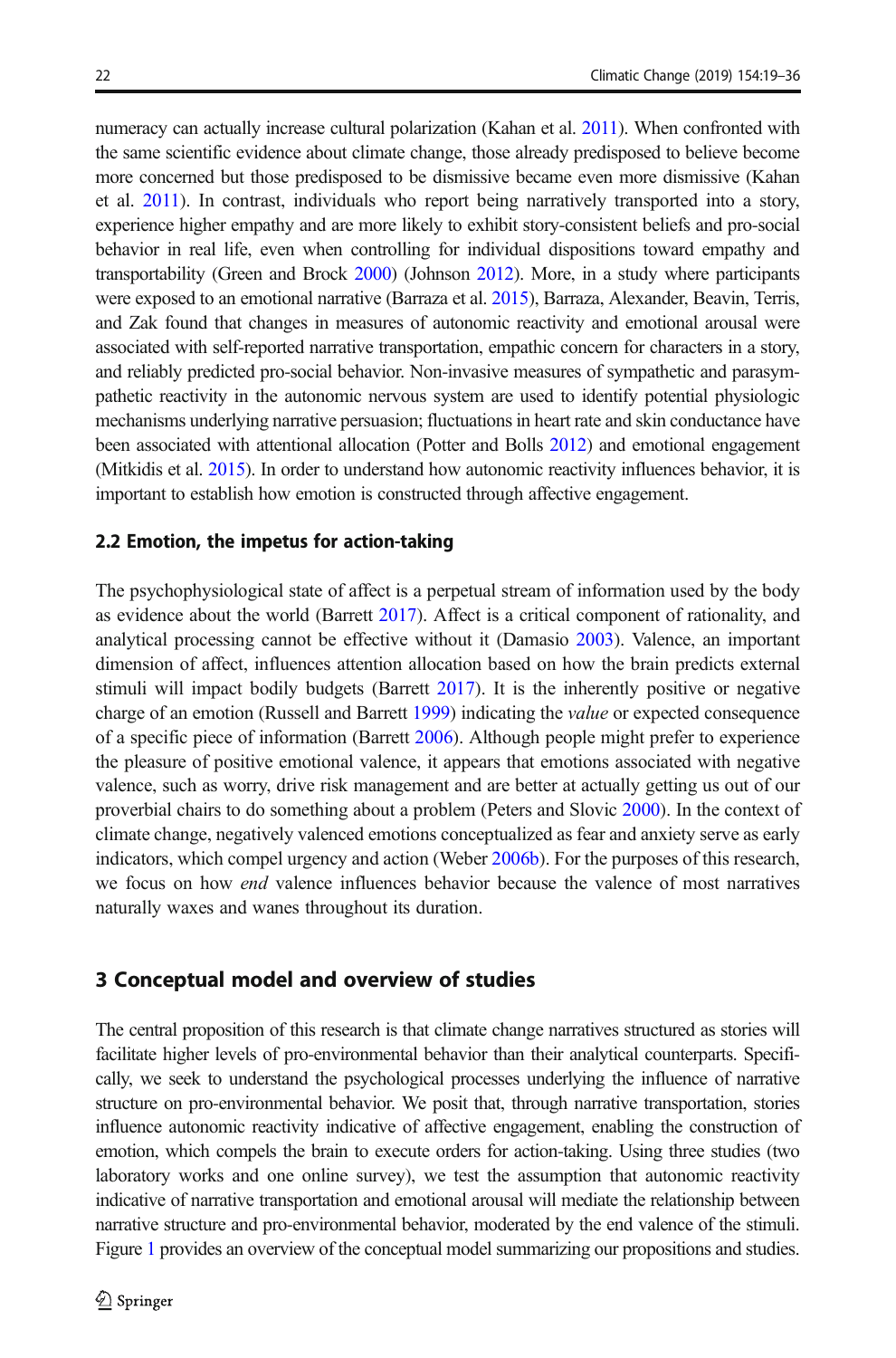numeracy can actually increase cultural polarization (Kahan et al. 2011). When confronted with the same scientific evidence about climate change, those already predisposed to believe become more concerned but those predisposed to be dismissive became even more dismissive (Kahan et al. 2011). In contrast, individuals who report being narratively transported into a story, experience higher empathy and are more likely to exhibit story-consistent beliefs and pro-social behavior in real life, even when controlling for individual dispositions toward empathy and transportability (Green and Brock 2000) (Johnson 2012). More, in a study where participants were exposed to an emotional narrative (Barraza et al. 2015), Barraza, Alexander, Beavin, Terris, and Zak found that changes in measures of autonomic reactivity and emotional arousal were associated with self-reported narrative transportation, empathic concern for characters in a story, and reliably predicted pro-social behavior. Non-invasive measures of sympathetic and parasympathetic reactivity in the autonomic nervous system are used to identify potential physiologic mechanisms underlying narrative persuasion; fluctuations in heart rate and skin conductance have been associated with attentional allocation (Potter and Bolls 2012) and emotional engagement (Mitkidis et al. 2015). In order to understand how autonomic reactivity influences behavior, it is important to establish how emotion is constructed through affective engagement.

### 2.2 Emotion, the impetus for action-taking

The psychophysiological state of affect is a perpetual stream of information used by the body as evidence about the world (Barrett 2017). Affect is a critical component of rationality, and analytical processing cannot be effective without it (Damasio 2003). Valence, an important dimension of affect, influences attention allocation based on how the brain predicts external stimuli will impact bodily budgets (Barrett 2017). It is the inherently positive or negative charge of an emotion (Russell and Barrett 1999) indicating the *value* or expected consequence of a specific piece of information (Barrett 2006). Although people might prefer to experience the pleasure of positive emotional valence, it appears that emotions associated with negative valence, such as worry, drive risk management and are better at actually getting us out of our proverbial chairs to do something about a problem (Peters and Slovic 2000). In the context of climate change, negatively valenced emotions conceptualized as fear and anxiety serve as early indicators, which compel urgency and action (Weber 2006b). For the purposes of this research, we focus on how *end* valence influences behavior because the valence of most narratives naturally waxes and wanes throughout its duration.

## 3 Conceptual model and overview of studies

The central proposition of this research is that climate change narratives structured as stories will facilitate higher levels of pro-environmental behavior than their analytical counterparts. Specifically, we seek to understand the psychological processes underlying the influence of narrative structure on pro-environmental behavior. We posit that, through narrative transportation, stories influence autonomic reactivity indicative of affective engagement, enabling the construction of emotion, which compels the brain to execute orders for action-taking. Using three studies (two laboratory works and one online survey), we test the assumption that autonomic reactivity indicative of narrative transportation and emotional arousal will mediate the relationship between narrative structure and pro-environmental behavior, moderated by the end valence of the stimuli. Figure 1 provides an overview of the conceptual model summarizing our propositions and studies.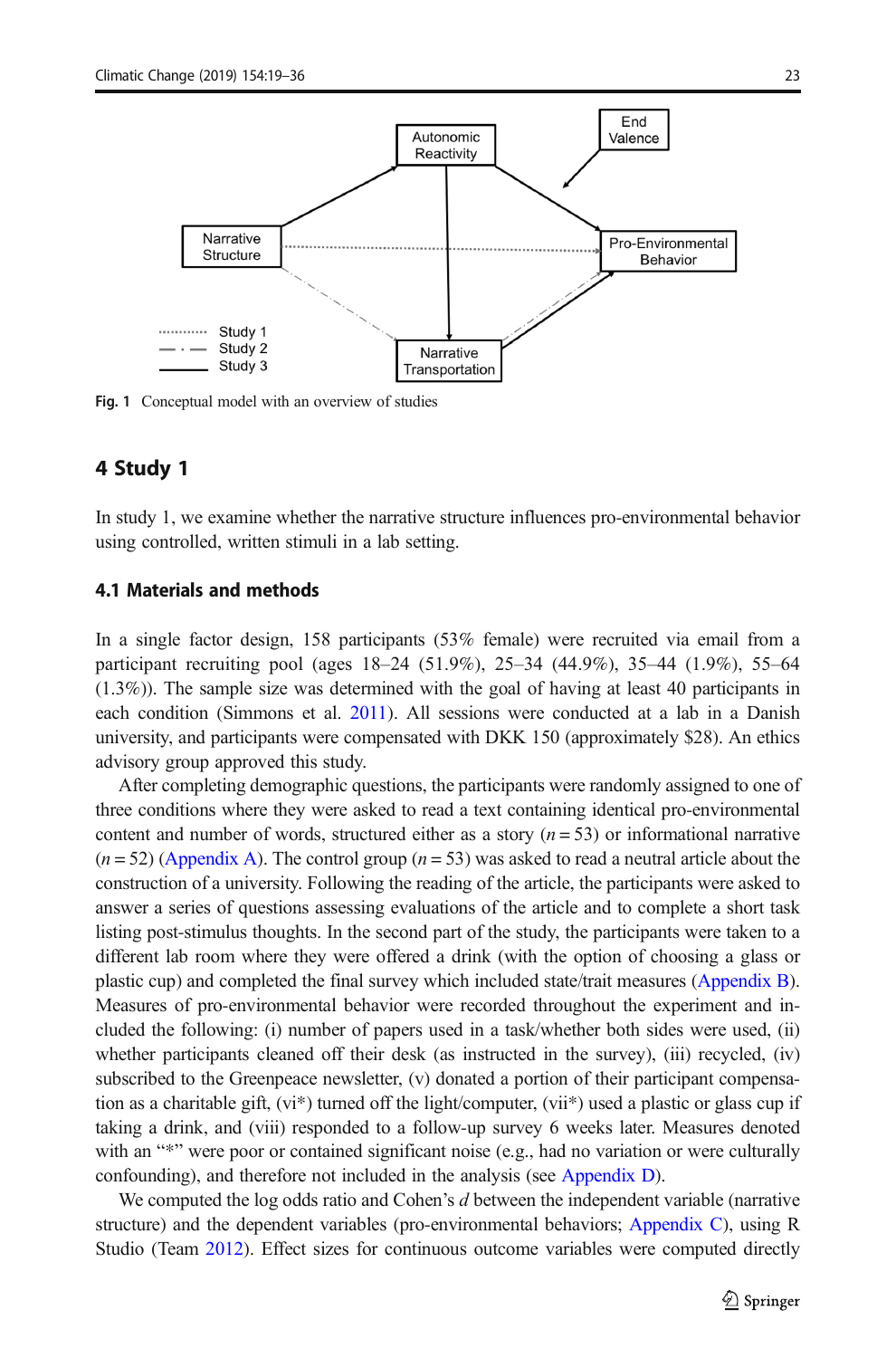Fig. 1 Conceptual model with an overview of studies

## 4 Study 1

In study 1, we examine whether the narrative structure influences pro-environmental behavior using controlled, written stimuli in a lab setting.

### 4.1 Materials and methods

In a single factor design, 158 participants (53% female) were recruited via email from a participant recruiting pool (ages 18–24 (51.9%), 25–34 (44.9%), 35–44 (1.9%), 55–64 (1.3%)). The sample size was determined with the goal of having at least 40 participants in each condition (Simmons et al. 2011). All sessions were conducted at a lab in a Danish university, and participants were compensated with DKK 150 (approximately $28). An ethics advisory group approved this study.

After completing demographic questions, the participants were randomly assigned to one of three conditions where they were asked to read a text containing identical pro-environmental content and number of words, structured either as a story ($n = 53$) or informational narrative ($n = 52$) (Appendix A). The control group ($n = 53$) was asked to read a neutral article about the construction of a university. Following the reading of the article, the participants were asked to answer a series of questions assessing evaluations of the article and to complete a short task listing post-stimulus thoughts. In the second part of the study, the participants were taken to a different lab room where they were offered a drink (with the option of choosing a glass or plastic cup) and completed the final survey which included state/trait measures (Appendix B). Measures of pro-environmental behavior were recorded throughout the experiment and included the following: (i) number of papers used in a task/whether both sides were used, (ii) whether participants cleaned off their desk (as instructed in the survey), (iii) recycled, (iv) subscribed to the Greenpeace newsletter, (v) donated a portion of their participant compensation as a charitable gift, (vi*) turned off the light/computer, (vii*) used a plastic or glass cup if taking a drink, and (viii) responded to a follow-up survey 6 weeks later. Measures denoted with an "*" were poor or contained significant noise (e.g., had no variation or were culturally confounding), and therefore not included in the analysis (see Appendix D).

We computed the log odds ratio and Cohen's *d* between the independent variable (narrative structure) and the dependent variables (pro-environmental behaviors; Appendix C), using R Studio (Team 2012). Effect sizes for continuous outcome variables were computed directly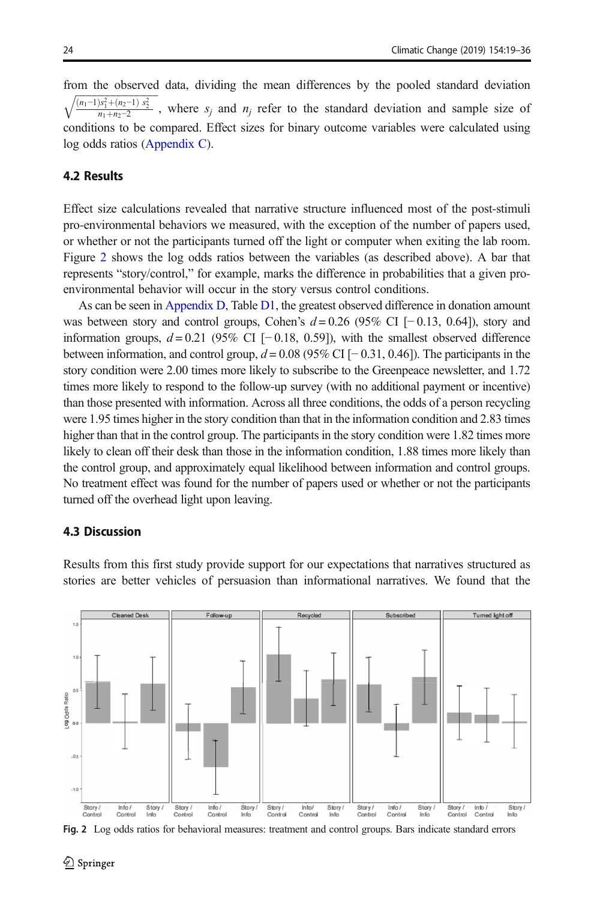from the observed data, dividing the mean differences by the pooled standard deviation $\sqrt{\frac{(n_1-1)s_1^2+(n_2-1)\ s_2^2}{n_1+n_2-2}}$ , where $s_j$ and $n_j$ refer to the standard deviation and sample size of conditions to be compared. Effect sizes for binary outcome variables were calculated using log odds ratios (Appendix C).

## 4.2 Results

Effect size calculations revealed that narrative structure influenced most of the post-stimuli pro-environmental behaviors we measured, with the exception of the number of papers used, or whether or not the participants turned off the light or computer when exiting the lab room. Figure 2 shows the log odds ratios between the variables (as described above). A bar that represents "story/control," for example, marks the difference in probabilities that a given pro-environmental behavior will occur in the story versus control conditions.

As can be seen in Appendix D, Table D1, the greatest observed difference in donation amount was between story and control groups, Cohen's $d = 0.26$ (95% CI [− 0.13, 0.64]), story and information groups, $d = 0.21$ (95% CI [− 0.18, 0.59]), with the smallest observed difference between information, and control group, $d = 0.08$ (95% CI [− 0.31, 0.46]). The participants in the story condition were 2.00 times more likely to subscribe to the Greenpeace newsletter, and 1.72 times more likely to respond to the follow-up survey (with no additional payment or incentive) than those presented with information. Across all three conditions, the odds of a person recycling were 1.95 times higher in the story condition than that in the information condition and 2.83 times higher than that in the control group. The participants in the story condition were 1.82 times more likely to clean off their desk than those in the information condition, 1.88 times more likely than the control group, and approximately equal likelihood between information and control groups. No treatment effect was found for the number of papers used or whether or not the participants turned off the overhead light upon leaving.

## 4.3 Discussion

Results from this first study provide support for our expectations that narratives structured as stories are better vehicles of persuasion than informational narratives. We found that the

Fig. 2 Log odds ratios for behavioral measures: treatment and control groups. Bars indicate standard errors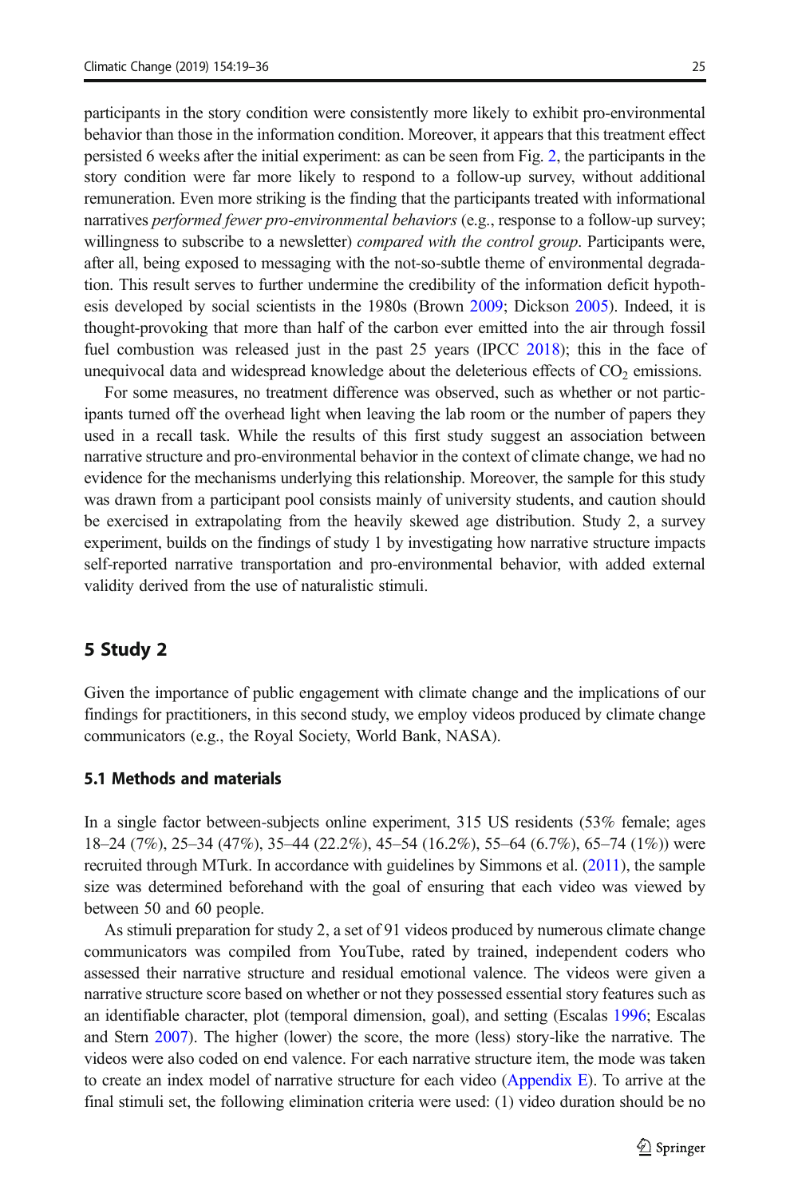participants in the story condition were consistently more likely to exhibit pro-environmental behavior than those in the information condition. Moreover, it appears that this treatment effect persisted 6 weeks after the initial experiment: as can be seen from Fig. 2, the participants in the story condition were far more likely to respond to a follow-up survey, without additional remuneration. Even more striking is the finding that the participants treated with informational narratives *performed fewer pro-environmental behaviors* (e.g., response to a follow-up survey; willingness to subscribe to a newsletter) *compared with the control group*. Participants were, after all, being exposed to messaging with the not-so-subtle theme of environmental degradation. This result serves to further undermine the credibility of the information deficit hypothesis developed by social scientists in the 1980s (Brown 2009; Dickson 2005). Indeed, it is thought-provoking that more than half of the carbon ever emitted into the air through fossil fuel combustion was released just in the past 25 years (IPCC 2018); this in the face of unequivocal data and widespread knowledge about the deleterious effects of $CO_2$ emissions.

For some measures, no treatment difference was observed, such as whether or not participants turned off the overhead light when leaving the lab room or the number of papers they used in a recall task. While the results of this first study suggest an association between narrative structure and pro-environmental behavior in the context of climate change, we had no evidence for the mechanisms underlying this relationship. Moreover, the sample for this study was drawn from a participant pool consists mainly of university students, and caution should be exercised in extrapolating from the heavily skewed age distribution. Study 2, a survey experiment, builds on the findings of study 1 by investigating how narrative structure impacts self-reported narrative transportation and pro-environmental behavior, with added external validity derived from the use of naturalistic stimuli.

## 5 Study 2

Given the importance of public engagement with climate change and the implications of our findings for practitioners, in this second study, we employ videos produced by climate change communicators (e.g., the Royal Society, World Bank, NASA).

### 5.1 Methods and materials

In a single factor between-subjects online experiment, 315 US residents (53% female; ages 18–24 (7%), 25–34 (47%), 35–44 (22.2%), 45–54 (16.2%), 55–64 (6.7%), 65–74 (1%)) were recruited through MTurk. In accordance with guidelines by Simmons et al. (2011), the sample size was determined beforehand with the goal of ensuring that each video was viewed by between 50 and 60 people.

As stimuli preparation for study 2, a set of 91 videos produced by numerous climate change communicators was compiled from YouTube, rated by trained, independent coders who assessed their narrative structure and residual emotional valence. The videos were given a narrative structure score based on whether or not they possessed essential story features such as an identifiable character, plot (temporal dimension, goal), and setting (Escalas 1996; Escalas and Stern 2007). The higher (lower) the score, the more (less) story-like the narrative. The videos were also coded on end valence. For each narrative structure item, the mode was taken to create an index model of narrative structure for each video (Appendix E). To arrive at the final stimuli set, the following elimination criteria were used: (1) video duration should be no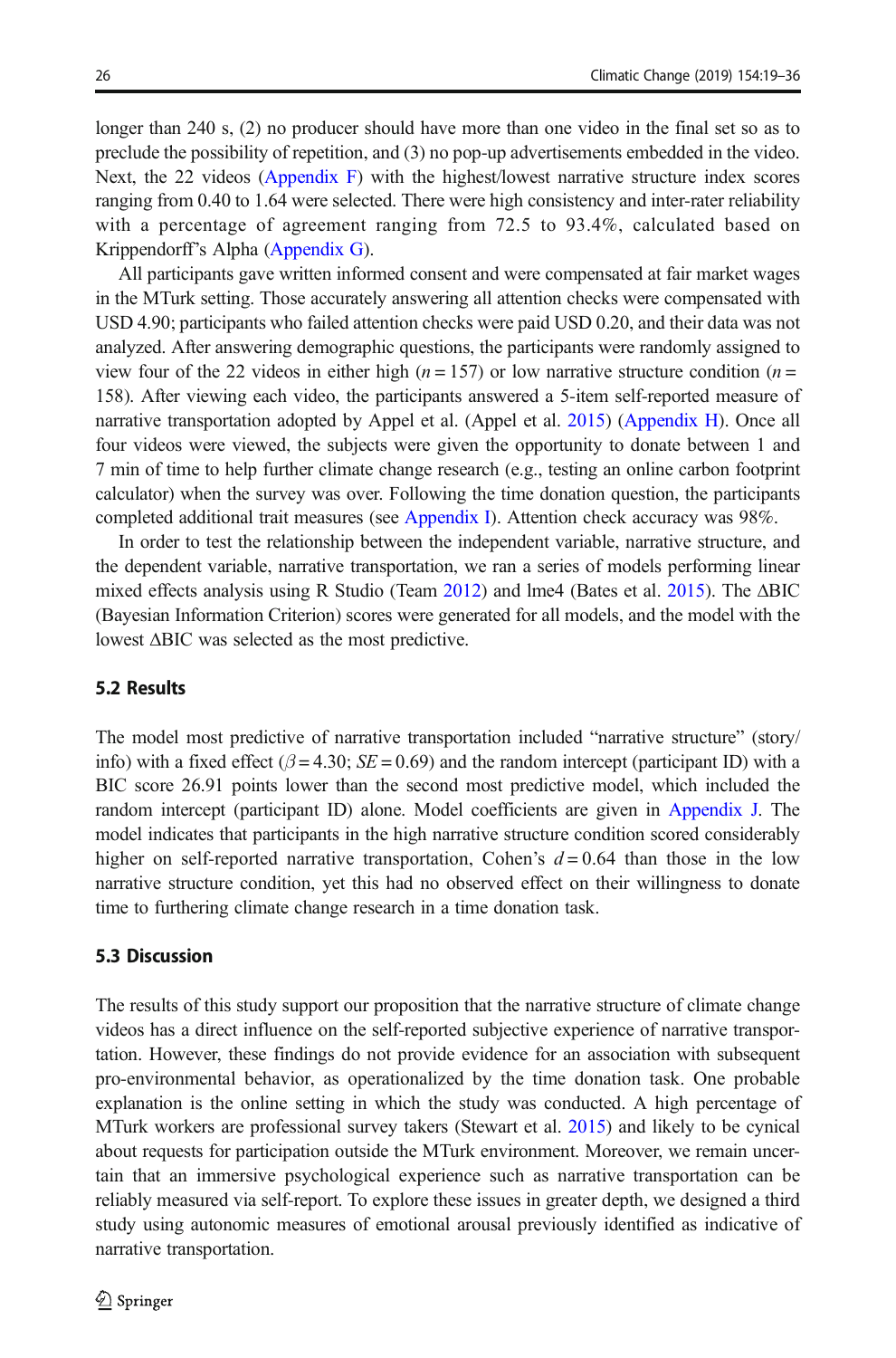longer than 240 s, (2) no producer should have more than one video in the final set so as to preclude the possibility of repetition, and (3) no pop-up advertisements embedded in the video. Next, the 22 videos (Appendix F) with the highest/lowest narrative structure index scores ranging from 0.40 to 1.64 were selected. There were high consistency and inter-rater reliability with a percentage of agreement ranging from 72.5 to 93.4%, calculated based on Krippendorff's Alpha (Appendix G).

All participants gave written informed consent and were compensated at fair market wages in the MTurk setting. Those accurately answering all attention checks were compensated with USD 4.90; participants who failed attention checks were paid USD 0.20, and their data was not analyzed. After answering demographic questions, the participants were randomly assigned to view four of the 22 videos in either high ($n = 157$) or low narrative structure condition ($n = 158$). After viewing each video, the participants answered a 5-item self-reported measure of narrative transportation adopted by Appel et al. (Appel et al. 2015) (Appendix H). Once all four videos were viewed, the subjects were given the opportunity to donate between 1 and 7 min of time to help further climate change research (e.g., testing an online carbon footprint calculator) when the survey was over. Following the time donation question, the participants completed additional trait measures (see Appendix I). Attention check accuracy was 98%.

In order to test the relationship between the independent variable, narrative structure, and the dependent variable, narrative transportation, we ran a series of models performing linear mixed effects analysis using R Studio (Team 2012) and lme4 (Bates et al. 2015). The ΔBIC (Bayesian Information Criterion) scores were generated for all models, and the model with the lowest ΔBIC was selected as the most predictive.

### 5.2 Results

The model most predictive of narrative transportation included "narrative structure" (story/info) with a fixed effect ($\beta = 4.30$; $SE = 0.69$) and the random intercept (participant ID) with a BIC score 26.91 points lower than the second most predictive model, which included the random intercept (participant ID) alone. Model coefficients are given in Appendix J. The model indicates that participants in the high narrative structure condition scored considerably higher on self-reported narrative transportation, Cohen's $d = 0.64$ than those in the low narrative structure condition, yet this had no observed effect on their willingness to donate time to furthering climate change research in a time donation task.

### 5.3 Discussion

The results of this study support our proposition that the narrative structure of climate change videos has a direct influence on the self-reported subjective experience of narrative transportation. However, these findings do not provide evidence for an association with subsequent pro-environmental behavior, as operationalized by the time donation task. One probable explanation is the online setting in which the study was conducted. A high percentage of MTurk workers are professional survey takers (Stewart et al. 2015) and likely to be cynical about requests for participation outside the MTurk environment. Moreover, we remain uncertain that an immersive psychological experience such as narrative transportation can be reliably measured via self-report. To explore these issues in greater depth, we designed a third study using autonomic measures of emotional arousal previously identified as indicative of narrative transportation.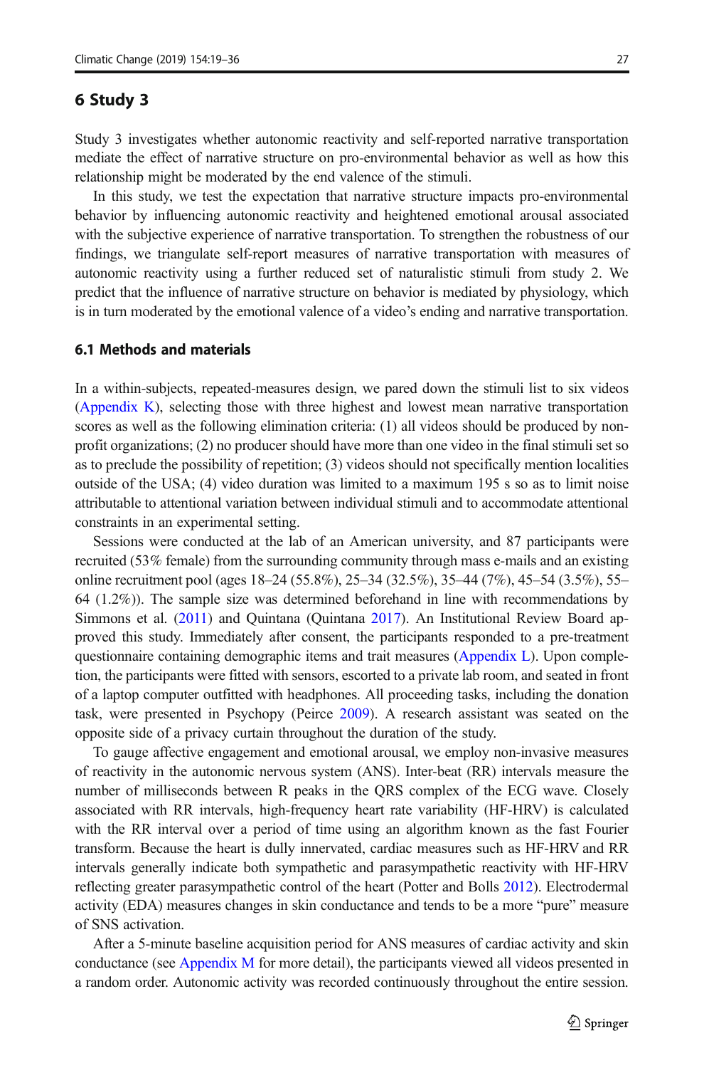## 6 Study 3

Study 3 investigates whether autonomic reactivity and self-reported narrative transportation mediate the effect of narrative structure on pro-environmental behavior as well as how this relationship might be moderated by the end valence of the stimuli.

In this study, we test the expectation that narrative structure impacts pro-environmental behavior by influencing autonomic reactivity and heightened emotional arousal associated with the subjective experience of narrative transportation. To strengthen the robustness of our findings, we triangulate self-report measures of narrative transportation with measures of autonomic reactivity using a further reduced set of naturalistic stimuli from study 2. We predict that the influence of narrative structure on behavior is mediated by physiology, which is in turn moderated by the emotional valence of a video's ending and narrative transportation.

### 6.1 Methods and materials

In a within-subjects, repeated-measures design, we pared down the stimuli list to six videos (Appendix K), selecting those with three highest and lowest mean narrative transportation scores as well as the following elimination criteria: (1) all videos should be produced by non-profit organizations; (2) no producer should have more than one video in the final stimuli set so as to preclude the possibility of repetition; (3) videos should not specifically mention localities outside of the USA; (4) video duration was limited to a maximum 195 s so as to limit noise attributable to attentional variation between individual stimuli and to accommodate attentional constraints in an experimental setting.

Sessions were conducted at the lab of an American university, and 87 participants were recruited (53% female) from the surrounding community through mass e-mails and an existing online recruitment pool (ages 18–24 (55.8%), 25–34 (32.5%), 35–44 (7%), 45–54 (3.5%), 55–64 (1.2%)). The sample size was determined beforehand in line with recommendations by Simmons et al. (2011) and Quintana (Quintana 2017). An Institutional Review Board approved this study. Immediately after consent, the participants responded to a pre-treatment questionnaire containing demographic items and trait measures (Appendix L). Upon completion, the participants were fitted with sensors, escorted to a private lab room, and seated in front of a laptop computer outfitted with headphones. All proceeding tasks, including the donation task, were presented in Psychopy (Peirce 2009). A research assistant was seated on the opposite side of a privacy curtain throughout the duration of the study.

To gauge affective engagement and emotional arousal, we employ non-invasive measures of reactivity in the autonomic nervous system (ANS). Inter-beat (RR) intervals measure the number of milliseconds between R peaks in the QRS complex of the ECG wave. Closely associated with RR intervals, high-frequency heart rate variability (HF-HRV) is calculated with the RR interval over a period of time using an algorithm known as the fast Fourier transform. Because the heart is dully innervated, cardiac measures such as HF-HRV and RR intervals generally indicate both sympathetic and parasympathetic reactivity with HF-HRV reflecting greater parasympathetic control of the heart (Potter and Bolls 2012). Electrodermal activity (EDA) measures changes in skin conductance and tends to be a more "pure" measure of SNS activation.

After a 5-minute baseline acquisition period for ANS measures of cardiac activity and skin conductance (see Appendix M for more detail), the participants viewed all videos presented in a random order. Autonomic activity was recorded continuously throughout the entire session.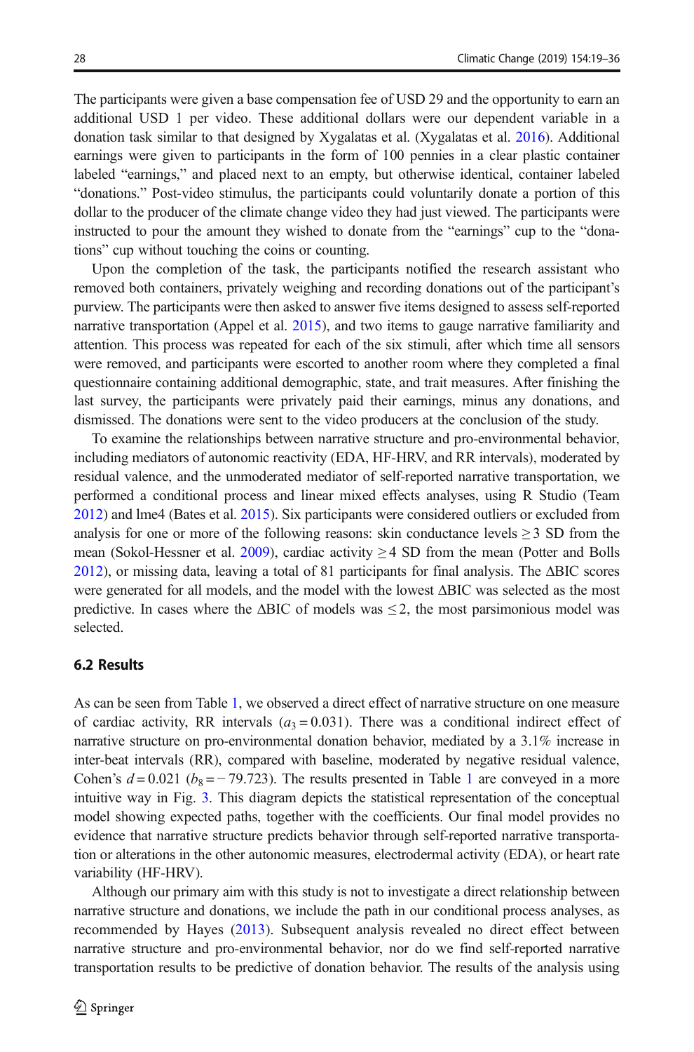The participants were given a base compensation fee of USD 29 and the opportunity to earn an additional USD 1 per video. These additional dollars were our dependent variable in a donation task similar to that designed by Xygalatas et al. (Xygalatas et al. 2016). Additional earnings were given to participants in the form of 100 pennies in a clear plastic container labeled “earnings,” and placed next to an empty, but otherwise identical, container labeled “donations.” Post-video stimulus, the participants could voluntarily donate a portion of this dollar to the producer of the climate change video they had just viewed. The participants were instructed to pour the amount they wished to donate from the “earnings” cup to the “donations” cup without touching the coins or counting.

Upon the completion of the task, the participants notified the research assistant who removed both containers, privately weighing and recording donations out of the participant’s purview. The participants were then asked to answer five items designed to assess self-reported narrative transportation (Appel et al. 2015), and two items to gauge narrative familiarity and attention. This process was repeated for each of the six stimuli, after which time all sensors were removed, and participants were escorted to another room where they completed a final questionnaire containing additional demographic, state, and trait measures. After finishing the last survey, the participants were privately paid their earnings, minus any donations, and dismissed. The donations were sent to the video producers at the conclusion of the study.

To examine the relationships between narrative structure and pro-environmental behavior, including mediators of autonomic reactivity (EDA, HF-HRV, and RR intervals), moderated by residual valence, and the unmoderated mediator of self-reported narrative transportation, we performed a conditional process and linear mixed effects analyses, using R Studio (Team 2012) and lme4 (Bates et al. 2015). Six participants were considered outliers or excluded from analysis for one or more of the following reasons: skin conductance levels $\geq 3$ SD from the mean (Sokol-Hessner et al. 2009), cardiac activity $\geq 4$ SD from the mean (Potter and Bolls 2012), or missing data, leaving a total of 81 participants for final analysis. The ΔBIC scores were generated for all models, and the model with the lowest ΔBIC was selected as the most predictive. In cases where the ΔBIC of models was $\leq 2$, the most parsimonious model was selected.

### 6.2 Results

As can be seen from Table 1, we observed a direct effect of narrative structure on one measure of cardiac activity, RR intervals ($a_3 = 0.031$). There was a conditional indirect effect of narrative structure on pro-environmental donation behavior, mediated by a 3.1% increase in inter-beat intervals (RR), compared with baseline, moderated by negative residual valence, Cohen’s $d = 0.021$ ($b_8 = -79.723$). The results presented in Table 1 are conveyed in a more intuitive way in Fig. 3. This diagram depicts the statistical representation of the conceptual model showing expected paths, together with the coefficients. Our final model provides no evidence that narrative structure predicts behavior through self-reported narrative transportation or alterations in the other autonomic measures, electrodermal activity (EDA), or heart rate variability (HF-HRV).

Although our primary aim with this study is not to investigate a direct relationship between narrative structure and donations, we include the path in our conditional process analyses, as recommended by Hayes (2013). Subsequent analysis revealed no direct effect between narrative structure and pro-environmental behavior, nor do we find self-reported narrative transportation results to be predictive of donation behavior. The results of the analysis using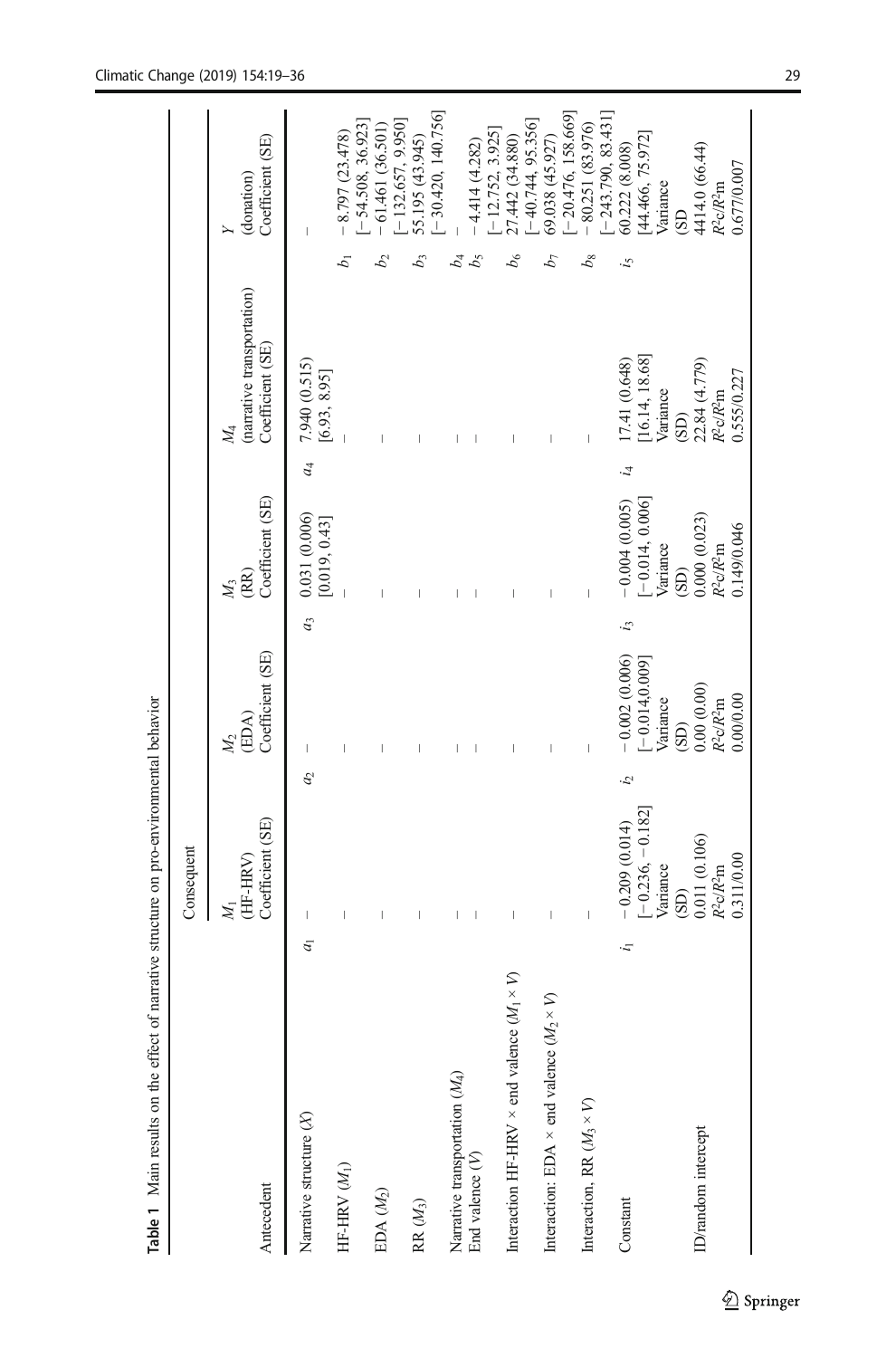**Table 1** Main results on the effect of narrative structure on pro-environmental behavior

| Antecedent | | Consequent $M_1$ (HF-HRV) Coefficient (SE) | | $M_2$ (EDA) Coefficient (SE) | | $M_3$ (RR) Coefficient (SE) | | $M_4$ (narrative transportation) Coefficient (SE) | | $Y$ (donation) Coefficient (SE) |
|---|---|---|---|---|---|---|---|---|---|---|
| Narrative structure ($X$) | $a_1$ | – | $a_2$ | – | $a_3$ | 0.031 (0.006) [0.019, 0.43] | $a_4$ | 7.940 (0.515) [6.93, 8.95] | | – |
| HF-HRV ($M_1$) | | – | | – | | – | | – | $b_1$ | − 8.797 (23.478) [− 54.508, 36.923] |
| EDA ($M_2$) | | – | | – | | – | | – | $b_2$ | − 61.461 (36.501) [− 132.657, 9.950] |
| RR ($M_3$) | | – | | – | | – | | – | $b_3$ | 55.195 (43.945) [− 30.420, 140.756] |
| Narrative transportation ($M_4$) | | – | | – | | – | | – | $b_4$ | – |
| End valence ($V$) | | – | | – | | – | | – | $b_5$ | − 4.414 (4.282) [− 12.752, 3.925] |
| Interaction HF-HRV × end valence ($M_1 \times V$) | | – | | – | | – | | – | $b_6$ | 27.442 (34.880) [− 40.744, 95.356] |
| Interaction: EDA × end valence ($M_2 \times V$) | | – | | – | | – | | – | $b_7$ | 69.038 (45.927) [− 20.476, 158.669] |
| Interaction, RR ($M_3 \times V$) | | – | | – | | – | | – | $b_8$ | − 80.251 (83.976) [− 243.790, 83.431] |
| Constant | $i_1$ | − 0.209 (0.014) [− 0.236, − 0.182] Variance (SD) | $i_2$ | − 0.002 (0.006) [− 0.014, 0.009] Variance (SD) | $i_3$ | − 0.004 (0.005) [− 0.014, 0.006] Variance (SD) | $i_4$ | 17.41 (0.648) [16.14, 18.68] Variance (SD) | $i_5$ | 60.222 (8.008) [44.466, 75.972] Variance (SD |
| ID/random intercept | | 0.011 (0.106) $R^2$c/$R^2$m 0.311/0.00 | | 0.00 (0.00) $R^2$c/$R^2$m 0.00/0.00 | | 0.000 (0.023) $R^2$c/$R^2$m 0.149/0.046 | | 22.84 (4.779) $R^2$c/$R^2$m 0.555/0.227 | | 4414.0 (66.44) $R^2$c/$R^2$m 0.677/0.007 |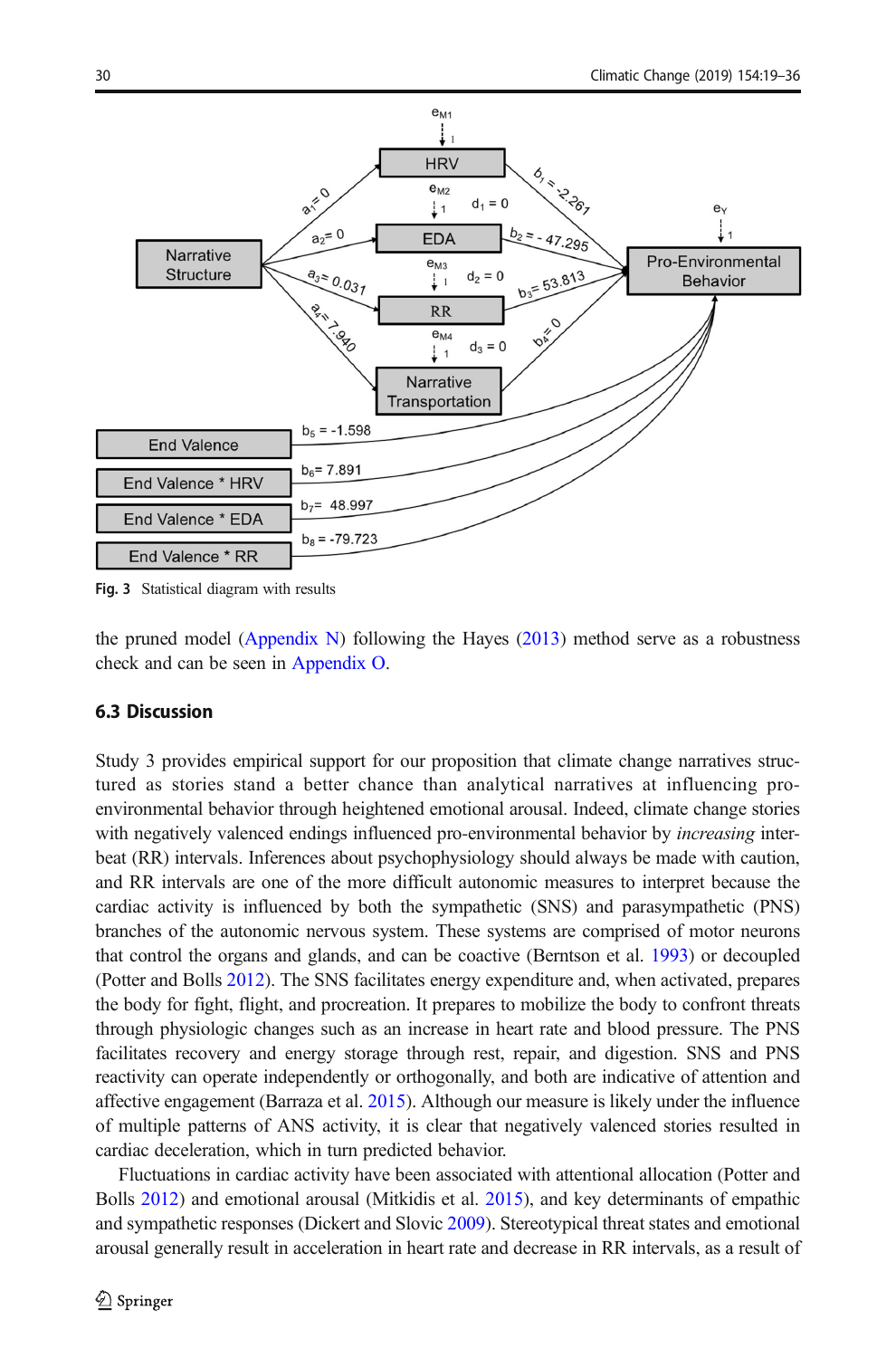Fig. 3 Statistical diagram with results

the pruned model (Appendix N) following the Hayes (2013) method serve as a robustness check and can be seen in Appendix O.

### 6.3 Discussion

Study 3 provides empirical support for our proposition that climate change narratives structured as stories stand a better chance than analytical narratives at influencing pro-environmental behavior through heightened emotional arousal. Indeed, climate change stories with negatively valenced endings influenced pro-environmental behavior by *increasing* inter-beat (RR) intervals. Inferences about psychophysiology should always be made with caution, and RR intervals are one of the more difficult autonomic measures to interpret because the cardiac activity is influenced by both the sympathetic (SNS) and parasympathetic (PNS) branches of the autonomic nervous system. These systems are comprised of motor neurons that control the organs and glands, and can be coactive (Berntson et al. 1993) or decoupled (Potter and Bolls 2012). The SNS facilitates energy expenditure and, when activated, prepares the body for fight, flight, and procreation. It prepares to mobilize the body to confront threats through physiologic changes such as an increase in heart rate and blood pressure. The PNS facilitates recovery and energy storage through rest, repair, and digestion. SNS and PNS reactivity can operate independently or orthogonally, and both are indicative of attention and affective engagement (Barraza et al. 2015). Although our measure is likely under the influence of multiple patterns of ANS activity, it is clear that negatively valenced stories resulted in cardiac deceleration, which in turn predicted behavior.

Fluctuations in cardiac activity have been associated with attentional allocation (Potter and Bolls 2012) and emotional arousal (Mitkidis et al. 2015), and key determinants of empathic and sympathetic responses (Dickert and Slovic 2009). Stereotypical threat states and emotional arousal generally result in acceleration in heart rate and decrease in RR intervals, as a result of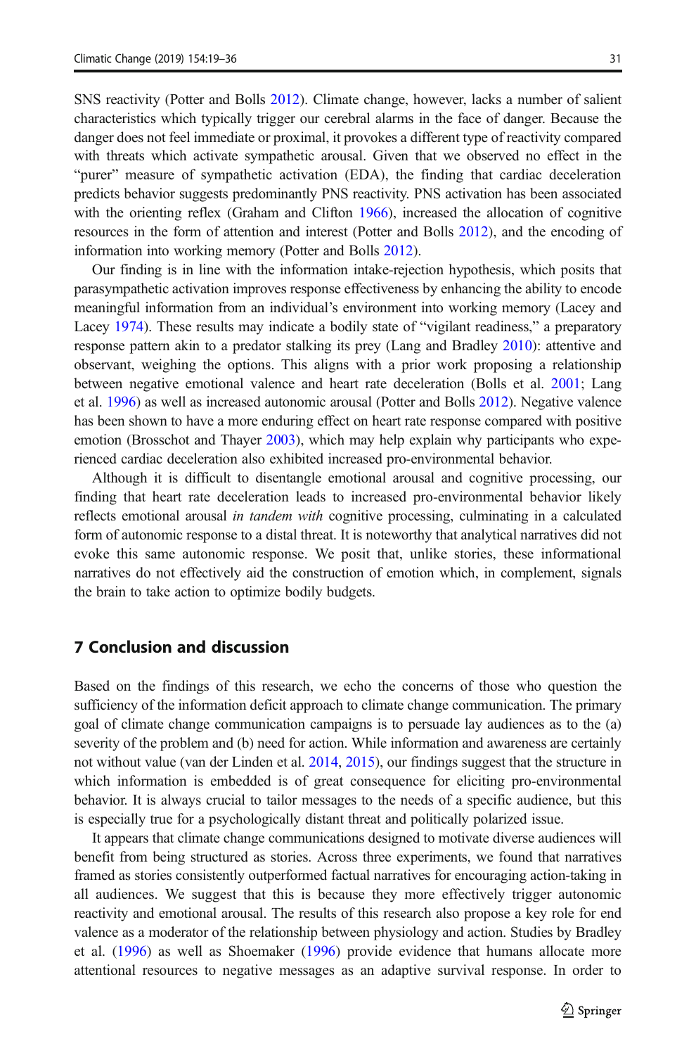SNS reactivity (Potter and Bolls 2012). Climate change, however, lacks a number of salient characteristics which typically trigger our cerebral alarms in the face of danger. Because the danger does not feel immediate or proximal, it provokes a different type of reactivity compared with threats which activate sympathetic arousal. Given that we observed no effect in the "purer" measure of sympathetic activation (EDA), the finding that cardiac deceleration predicts behavior suggests predominantly PNS reactivity. PNS activation has been associated with the orienting reflex (Graham and Clifton 1966), increased the allocation of cognitive resources in the form of attention and interest (Potter and Bolls 2012), and the encoding of information into working memory (Potter and Bolls 2012).

Our finding is in line with the information intake-rejection hypothesis, which posits that parasympathetic activation improves response effectiveness by enhancing the ability to encode meaningful information from an individual's environment into working memory (Lacey and Lacey 1974). These results may indicate a bodily state of "vigilant readiness," a preparatory response pattern akin to a predator stalking its prey (Lang and Bradley 2010): attentive and observant, weighing the options. This aligns with a prior work proposing a relationship between negative emotional valence and heart rate deceleration (Bolls et al. 2001; Lang et al. 1996) as well as increased autonomic arousal (Potter and Bolls 2012). Negative valence has been shown to have a more enduring effect on heart rate response compared with positive emotion (Brosschot and Thayer 2003), which may help explain why participants who experienced cardiac deceleration also exhibited increased pro-environmental behavior.

Although it is difficult to disentangle emotional arousal and cognitive processing, our finding that heart rate deceleration leads to increased pro-environmental behavior likely reflects emotional arousal *in tandem with* cognitive processing, culminating in a calculated form of autonomic response to a distal threat. It is noteworthy that analytical narratives did not evoke this same autonomic response. We posit that, unlike stories, these informational narratives do not effectively aid the construction of emotion which, in complement, signals the brain to take action to optimize bodily budgets.

## 7 Conclusion and discussion

Based on the findings of this research, we echo the concerns of those who question the sufficiency of the information deficit approach to climate change communication. The primary goal of climate change communication campaigns is to persuade lay audiences as to the (a) severity of the problem and (b) need for action. While information and awareness are certainly not without value (van der Linden et al. 2014, 2015), our findings suggest that the structure in which information is embedded is of great consequence for eliciting pro-environmental behavior. It is always crucial to tailor messages to the needs of a specific audience, but this is especially true for a psychologically distant threat and politically polarized issue.

It appears that climate change communications designed to motivate diverse audiences will benefit from being structured as stories. Across three experiments, we found that narratives framed as stories consistently outperformed factual narratives for encouraging action-taking in all audiences. We suggest that this is because they more effectively trigger autonomic reactivity and emotional arousal. The results of this research also propose a key role for end valence as a moderator of the relationship between physiology and action. Studies by Bradley et al. (1996) as well as Shoemaker (1996) provide evidence that humans allocate more attentional resources to negative messages as an adaptive survival response. In order to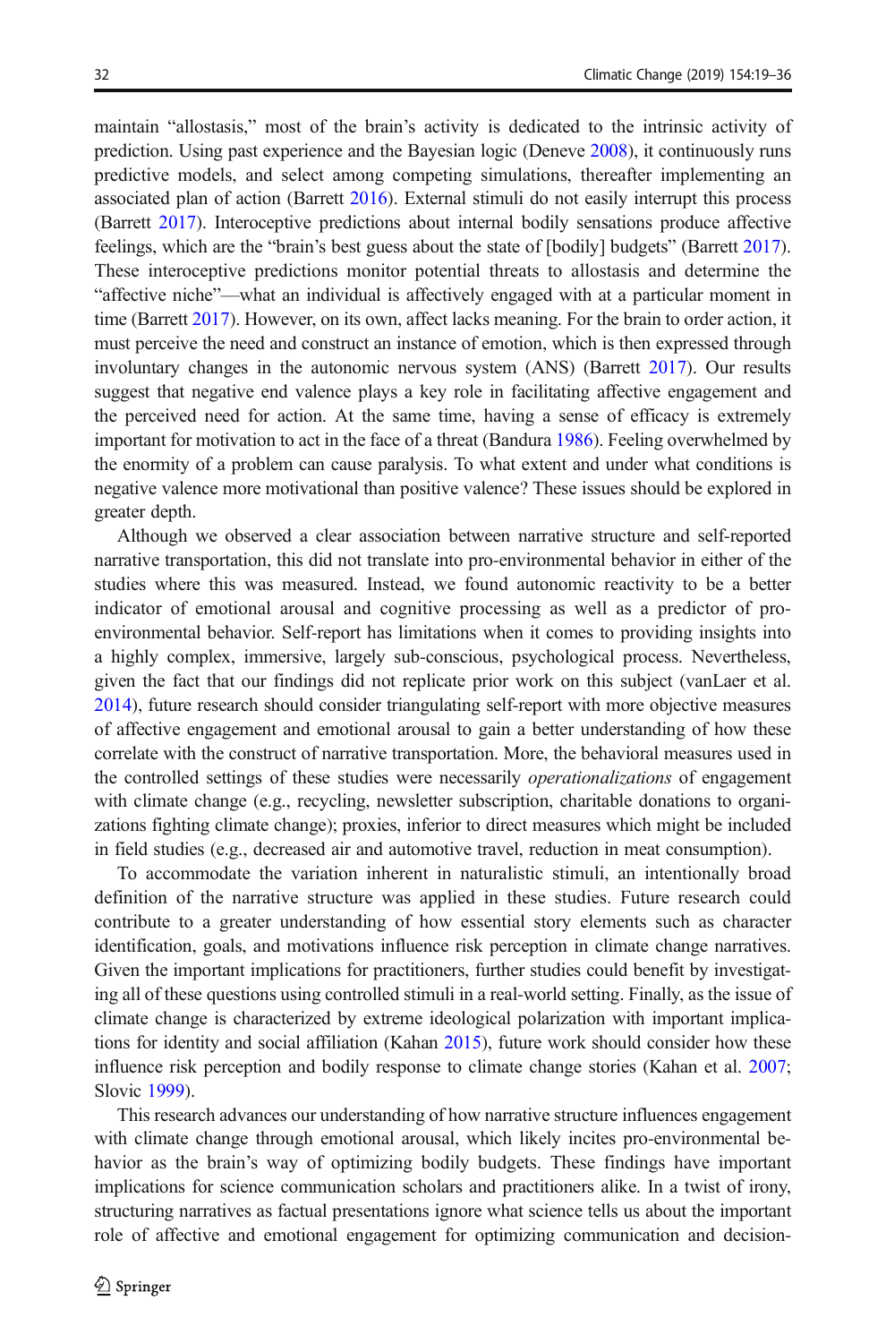maintain "allostasis," most of the brain's activity is dedicated to the intrinsic activity of prediction. Using past experience and the Bayesian logic (Deneve 2008), it continuously runs predictive models, and select among competing simulations, thereafter implementing an associated plan of action (Barrett 2016). External stimuli do not easily interrupt this process (Barrett 2017). Interoceptive predictions about internal bodily sensations produce affective feelings, which are the "brain's best guess about the state of [bodily] budgets" (Barrett 2017). These interoceptive predictions monitor potential threats to allostasis and determine the "affective niche"—what an individual is affectively engaged with at a particular moment in time (Barrett 2017). However, on its own, affect lacks meaning. For the brain to order action, it must perceive the need and construct an instance of emotion, which is then expressed through involuntary changes in the autonomic nervous system (ANS) (Barrett 2017). Our results suggest that negative end valence plays a key role in facilitating affective engagement and the perceived need for action. At the same time, having a sense of efficacy is extremely important for motivation to act in the face of a threat (Bandura 1986). Feeling overwhelmed by the enormity of a problem can cause paralysis. To what extent and under what conditions is negative valence more motivational than positive valence? These issues should be explored in greater depth.

Although we observed a clear association between narrative structure and self-reported narrative transportation, this did not translate into pro-environmental behavior in either of the studies where this was measured. Instead, we found autonomic reactivity to be a better indicator of emotional arousal and cognitive processing as well as a predictor of pro-environmental behavior. Self-report has limitations when it comes to providing insights into a highly complex, immersive, largely sub-conscious, psychological process. Nevertheless, given the fact that our findings did not replicate prior work on this subject (vanLaer et al. 2014), future research should consider triangulating self-report with more objective measures of affective engagement and emotional arousal to gain a better understanding of how these correlate with the construct of narrative transportation. More, the behavioral measures used in the controlled settings of these studies were necessarily *operationalizations* of engagement with climate change (e.g., recycling, newsletter subscription, charitable donations to organizations fighting climate change); proxies, inferior to direct measures which might be included in field studies (e.g., decreased air and automotive travel, reduction in meat consumption).

To accommodate the variation inherent in naturalistic stimuli, an intentionally broad definition of the narrative structure was applied in these studies. Future research could contribute to a greater understanding of how essential story elements such as character identification, goals, and motivations influence risk perception in climate change narratives. Given the important implications for practitioners, further studies could benefit by investigating all of these questions using controlled stimuli in a real-world setting. Finally, as the issue of climate change is characterized by extreme ideological polarization with important implications for identity and social affiliation (Kahan 2015), future work should consider how these influence risk perception and bodily response to climate change stories (Kahan et al. 2007; Slovic 1999).

This research advances our understanding of how narrative structure influences engagement with climate change through emotional arousal, which likely incites pro-environmental behavior as the brain's way of optimizing bodily budgets. These findings have important implications for science communication scholars and practitioners alike. In a twist of irony, structuring narratives as factual presentations ignore what science tells us about the important role of affective and emotional engagement for optimizing communication and decision-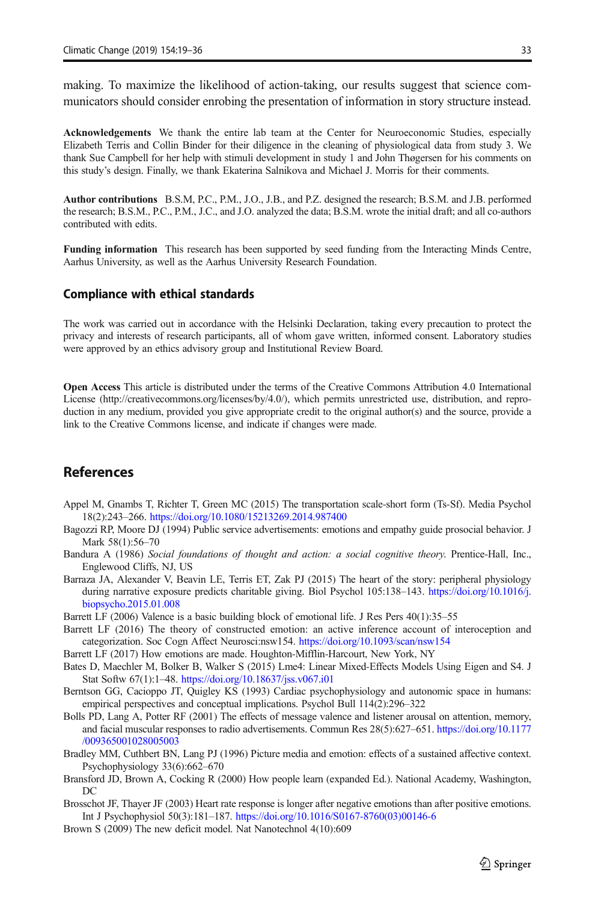making. To maximize the likelihood of action-taking, our results suggest that science communicators should consider enrobing the presentation of information in story structure instead.

**Acknowledgements** We thank the entire lab team at the Center for Neuroeconomic Studies, especially Elizabeth Terris and Collin Binder for their diligence in the cleaning of physiological data from study 3. We thank Sue Campbell for her help with stimuli development in study 1 and John Thøgersen for his comments on this study's design. Finally, we thank Ekaterina Salnikova and Michael J. Morris for their comments.

**Author contributions** B.S.M, P.C., P.M., J.O., J.B., and P.Z. designed the research; B.S.M. and J.B. performed the research; B.S.M., P.C., P.M., J.C., and J.O. analyzed the data; B.S.M. wrote the initial draft; and all co-authors contributed with edits.

**Funding information** This research has been supported by seed funding from the Interacting Minds Centre, Aarhus University, as well as the Aarhus University Research Foundation.

## Compliance with ethical standards

The work was carried out in accordance with the Helsinki Declaration, taking every precaution to protect the privacy and interests of research participants, all of whom gave written, informed consent. Laboratory studies were approved by an ethics advisory group and Institutional Review Board.

**Open Access** This article is distributed under the terms of the Creative Commons Attribution 4.0 International License (http://creativecommons.org/licenses/by/4.0/), which permits unrestricted use, distribution, and reproduction in any medium, provided you give appropriate credit to the original author(s) and the source, provide a link to the Creative Commons license, and indicate if changes were made.

## References

Appel M, Gnambs T, Richter T, Green MC (2015) The transportation scale-short form (Ts-Sf). Media Psychol 18(2):243–266. https://doi.org/10.1080/15213269.2014.987400

Bagozzi RP, Moore DJ (1994) Public service advertisements: emotions and empathy guide prosocial behavior. J Mark 58(1):56–70

Bandura A (1986) *Social foundations of thought and action: a social cognitive theory*. Prentice-Hall, Inc., Englewood Cliffs, NJ, US

Barraza JA, Alexander V, Beavin LE, Terris ET, Zak PJ (2015) The heart of the story: peripheral physiology during narrative exposure predicts charitable giving. Biol Psychol 105:138–143. https://doi.org/10.1016/j.biopsycho.2015.01.008

Barrett LF (2006) Valence is a basic building block of emotional life. J Res Pers 40(1):35–55

Barrett LF (2016) The theory of constructed emotion: an active inference account of interoception and categorization. Soc Cogn Affect Neurosci:nsw154. https://doi.org/10.1093/scan/nsw154

Barrett LF (2017) How emotions are made. Houghton-Mifflin-Harcourt, New York, NY

Bates D, Maechler M, Bolker B, Walker S (2015) Lme4: Linear Mixed-Effects Models Using Eigen and S4. J Stat Softw 67(1):1–48. https://doi.org/10.18637/jss.v067.i01

Berntson GG, Cacioppo JT, Quigley KS (1993) Cardiac psychophysiology and autonomic space in humans: empirical perspectives and conceptual implications. Psychol Bull 114(2):296–322

Bolls PD, Lang A, Potter RF (2001) The effects of message valence and listener arousal on attention, memory, and facial muscular responses to radio advertisements. Commun Res 28(5):627–651. https://doi.org/10.1177/009365001028005003

Bradley MM, Cuthbert BN, Lang PJ (1996) Picture media and emotion: effects of a sustained affective context. Psychophysiology 33(6):662–670

Bransford JD, Brown A, Cocking R (2000) How people learn (expanded Ed.). National Academy, Washington, DC

Brosschot JF, Thayer JF (2003) Heart rate response is longer after negative emotions than after positive emotions. Int J Psychophysiol 50(3):181–187. https://doi.org/10.1016/S0167-8760(03)00146-6

Brown S (2009) The new deficit model. Nat Nanotechnol 4(10):609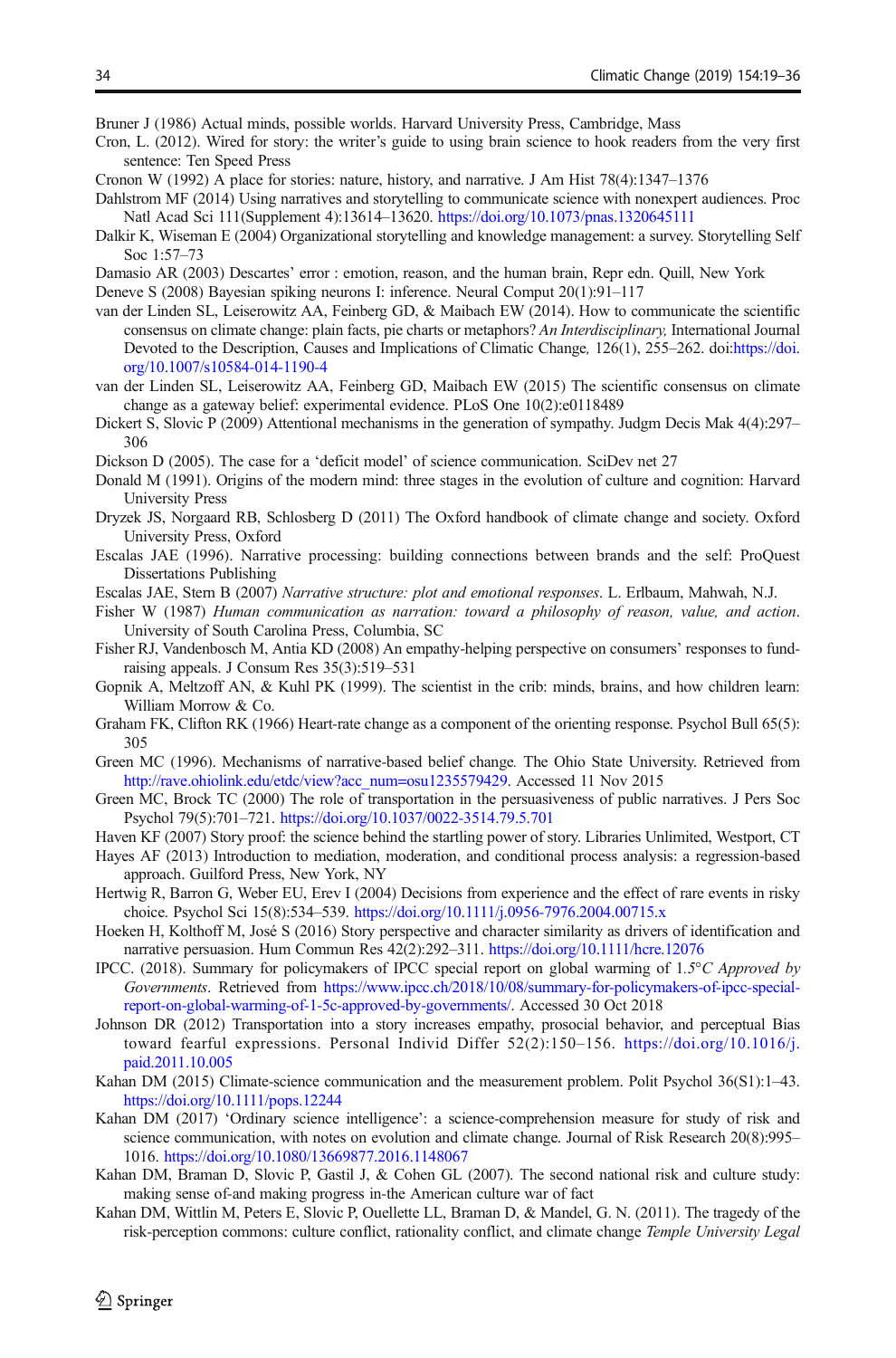Bruner J (1986) Actual minds, possible worlds. Harvard University Press, Cambridge, Mass

Cron, L. (2012). Wired for story: the writer's guide to using brain science to hook readers from the very first sentence: Ten Speed Press

Cronon W (1992) A place for stories: nature, history, and narrative. J Am Hist 78(4):1347–1376

Dahlstrom MF (2014) Using narratives and storytelling to communicate science with nonexpert audiences. Proc Natl Acad Sci 111(Supplement 4):13614–13620. https://doi.org/10.1073/pnas.1320645111

Dalkir K, Wiseman E (2004) Organizational storytelling and knowledge management: a survey. Storytelling Self Soc 1:57–73

Damasio AR (2003) Descartes' error : emotion, reason, and the human brain, Repr edn. Quill, New York

Deneve S (2008) Bayesian spiking neurons I: inference. Neural Comput 20(1):91–117

van der Linden SL, Leiserowitz AA, Feinberg GD, & Maibach EW (2014). How to communicate the scientific consensus on climate change: plain facts, pie charts or metaphors? *An Interdisciplinary,* International Journal Devoted to the Description, Causes and Implications of Climatic Change*,* 126(1), 255–262. doi:https://doi.org/10.1007/s10584-014-1190-4

van der Linden SL, Leiserowitz AA, Feinberg GD, Maibach EW (2015) The scientific consensus on climate change as a gateway belief: experimental evidence. PLoS One 10(2):e0118489

Dickert S, Slovic P (2009) Attentional mechanisms in the generation of sympathy. Judgm Decis Mak 4(4):297–306

Dickson D (2005). The case for a 'deficit model' of science communication. SciDev net 27

Donald M (1991). Origins of the modern mind: three stages in the evolution of culture and cognition: Harvard University Press

Dryzek JS, Norgaard RB, Schlosberg D (2011) The Oxford handbook of climate change and society. Oxford University Press, Oxford

Escalas JAE (1996). Narrative processing: building connections between brands and the self: ProQuest Dissertations Publishing

Escalas JAE, Stern B (2007) *Narrative structure: plot and emotional responses*. L. Erlbaum, Mahwah, N.J.

Fisher W (1987) *Human communication as narration: toward a philosophy of reason, value, and action*. University of South Carolina Press, Columbia, SC

Fisher RJ, Vandenbosch M, Antia KD (2008) An empathy-helping perspective on consumers' responses to fund-raising appeals. J Consum Res 35(3):519–531

Gopnik A, Meltzoff AN, & Kuhl PK (1999). The scientist in the crib: minds, brains, and how children learn: William Morrow & Co.

Graham FK, Clifton RK (1966) Heart-rate change as a component of the orienting response. Psychol Bull 65(5): 305

Green MC (1996). Mechanisms of narrative-based belief change*.* The Ohio State University. Retrieved from http://rave.ohiolink.edu/etdc/view?acc_num=osu1235579429. Accessed 11 Nov 2015

Green MC, Brock TC (2000) The role of transportation in the persuasiveness of public narratives. J Pers Soc Psychol 79(5):701–721. https://doi.org/10.1037/0022-3514.79.5.701

Haven KF (2007) Story proof: the science behind the startling power of story. Libraries Unlimited, Westport, CT

Hayes AF (2013) Introduction to mediation, moderation, and conditional process analysis: a regression-based approach. Guilford Press, New York, NY

Hertwig R, Barron G, Weber EU, Erev I (2004) Decisions from experience and the effect of rare events in risky choice. Psychol Sci 15(8):534–539. https://doi.org/10.1111/j.0956-7976.2004.00715.x

Hoeken H, Kolthoff M, José S (2016) Story perspective and character similarity as drivers of identification and narrative persuasion. Hum Commun Res 42(2):292–311. https://doi.org/10.1111/hcre.12076

IPCC. (2018). Summary for policymakers of IPCC special report on global warming of 1.5°C *Approved by Governments*. Retrieved from https://www.ipcc.ch/2018/10/08/summary-for-policymakers-of-ipcc-special-report-on-global-warming-of-1-5c-approved-by-governments/. Accessed 30 Oct 2018

Johnson DR (2012) Transportation into a story increases empathy, prosocial behavior, and perceptual Bias toward fearful expressions. Personal Individ Differ 52(2):150–156. https://doi.org/10.1016/j.paid.2011.10.005

Kahan DM (2015) Climate-science communication and the measurement problem. Polit Psychol 36(S1):1–43. https://doi.org/10.1111/pops.12244

Kahan DM (2017) 'Ordinary science intelligence': a science-comprehension measure for study of risk and science communication, with notes on evolution and climate change. Journal of Risk Research 20(8):995–1016. https://doi.org/10.1080/13669877.2016.1148067

Kahan DM, Braman D, Slovic P, Gastil J, & Cohen GL (2007). The second national risk and culture study: making sense of-and making progress in-the American culture war of fact

Kahan DM, Wittlin M, Peters E, Slovic P, Ouellette LL, Braman D, & Mandel, G. N. (2011). The tragedy of the risk-perception commons: culture conflict, rationality conflict, and climate change *Temple University Legal*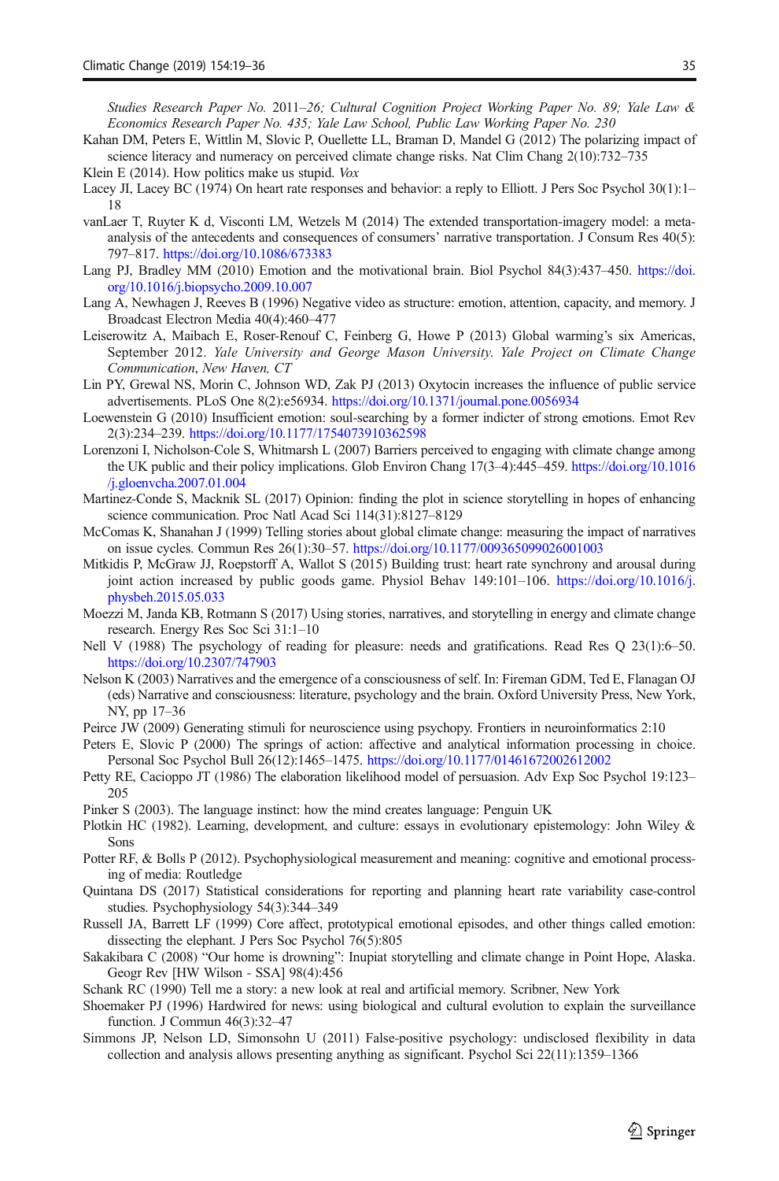*Studies Research Paper No. 2011–26; Cultural Cognition Project Working Paper No. 89; Yale Law & Economics Research Paper No. 435; Yale Law School, Public Law Working Paper No. 230*

Kahan DM, Peters E, Wittlin M, Slovic P, Ouellette LL, Braman D, Mandel G (2012) The polarizing impact of science literacy and numeracy on perceived climate change risks. Nat Clim Chang 2(10):732–735

Klein E (2014). How politics make us stupid. *Vox*

Lacey JI, Lacey BC (1974) On heart rate responses and behavior: a reply to Elliott. J Pers Soc Psychol 30(1):1–18

vanLaer T, Ruyter K d, Visconti LM, Wetzels M (2014) The extended transportation-imagery model: a meta-analysis of the antecedents and consequences of consumers' narrative transportation. J Consum Res 40(5): 797–817. https://doi.org/10.1086/673383

Lang PJ, Bradley MM (2010) Emotion and the motivational brain. Biol Psychol 84(3):437–450. https://doi.org/10.1016/j.biopsycho.2009.10.007

Lang A, Newhagen J, Reeves B (1996) Negative video as structure: emotion, attention, capacity, and memory. J Broadcast Electron Media 40(4):460–477

Leiserowitz A, Maibach E, Roser-Renouf C, Feinberg G, Howe P (2013) Global warming's six Americas, September 2012. *Yale University and George Mason University. Yale Project on Climate Change Communication*, *New Haven, CT*

Lin PY, Grewal NS, Morin C, Johnson WD, Zak PJ (2013) Oxytocin increases the influence of public service advertisements. PLoS One 8(2):e56934. https://doi.org/10.1371/journal.pone.0056934

Loewenstein G (2010) Insufficient emotion: soul-searching by a former indicter of strong emotions. Emot Rev 2(3):234–239. https://doi.org/10.1177/1754073910362598

Lorenzoni I, Nicholson-Cole S, Whitmarsh L (2007) Barriers perceived to engaging with climate change among the UK public and their policy implications. Glob Environ Chang 17(3–4):445–459. https://doi.org/10.1016/j.gloenvcha.2007.01.004

Martinez-Conde S, Macknik SL (2017) Opinion: finding the plot in science storytelling in hopes of enhancing science communication. Proc Natl Acad Sci 114(31):8127–8129

McComas K, Shanahan J (1999) Telling stories about global climate change: measuring the impact of narratives on issue cycles. Commun Res 26(1):30–57. https://doi.org/10.1177/009365099026001003

Mitkidis P, McGraw JJ, Roepstorff A, Wallot S (2015) Building trust: heart rate synchrony and arousal during joint action increased by public goods game. Physiol Behav 149:101–106. https://doi.org/10.1016/j.physbeh.2015.05.033

Moezzi M, Janda KB, Rotmann S (2017) Using stories, narratives, and storytelling in energy and climate change research. Energy Res Soc Sci 31:1–10

Nell V (1988) The psychology of reading for pleasure: needs and gratifications. Read Res Q 23(1):6–50. https://doi.org/10.2307/747903

Nelson K (2003) Narratives and the emergence of a consciousness of self. In: Fireman GDM, Ted E, Flanagan OJ (eds) Narrative and consciousness: literature, psychology and the brain. Oxford University Press, New York, NY, pp 17–36

Peirce JW (2009) Generating stimuli for neuroscience using psychopy. Frontiers in neuroinformatics 2:10

Peters E, Slovic P (2000) The springs of action: affective and analytical information processing in choice. Personal Soc Psychol Bull 26(12):1465–1475. https://doi.org/10.1177/01461672002612002

Petty RE, Cacioppo JT (1986) The elaboration likelihood model of persuasion. Adv Exp Soc Psychol 19:123–205

Pinker S (2003). The language instinct: how the mind creates language: Penguin UK

Plotkin HC (1982). Learning, development, and culture: essays in evolutionary epistemology: John Wiley & Sons

Potter RF, & Bolls P (2012). Psychophysiological measurement and meaning: cognitive and emotional processing of media: Routledge

Quintana DS (2017) Statistical considerations for reporting and planning heart rate variability case-control studies. Psychophysiology 54(3):344–349

Russell JA, Barrett LF (1999) Core affect, prototypical emotional episodes, and other things called emotion: dissecting the elephant. J Pers Soc Psychol 76(5):805

Sakakibara C (2008) "Our home is drowning": Inupiat storytelling and climate change in Point Hope, Alaska. Geogr Rev [HW Wilson - SSA] 98(4):456

Schank RC (1990) Tell me a story: a new look at real and artificial memory. Scribner, New York

Shoemaker PJ (1996) Hardwired for news: using biological and cultural evolution to explain the surveillance function. J Commun 46(3):32–47

Simmons JP, Nelson LD, Simonsohn U (2011) False-positive psychology: undisclosed flexibility in data collection and analysis allows presenting anything as significant. Psychol Sci 22(11):1359–1366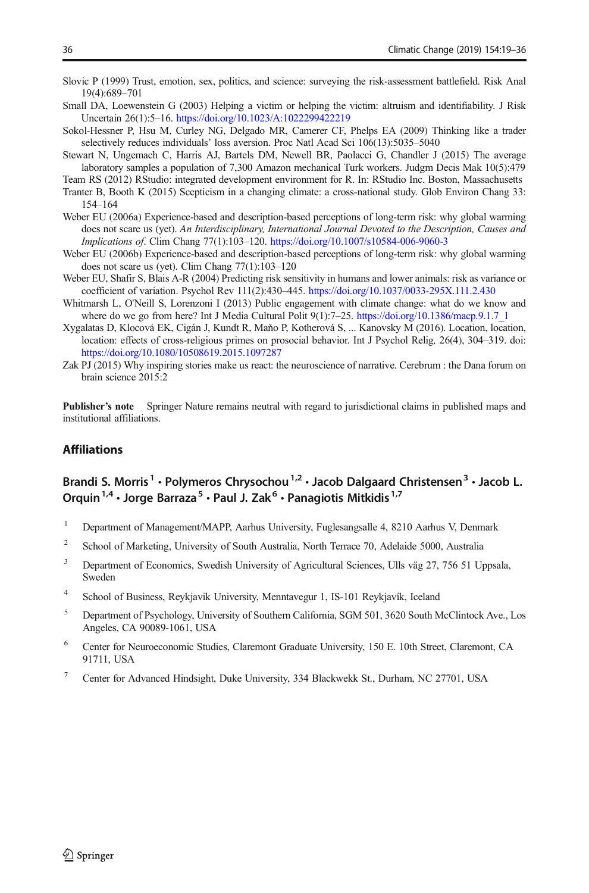Slovic P (1999) Trust, emotion, sex, politics, and science: surveying the risk-assessment battlefield. Risk Anal 19(4):689–701

Small DA, Loewenstein G (2003) Helping a victim or helping the victim: altruism and identifiability. J Risk Uncertain 26(1):5–16. https://doi.org/10.1023/A:1022299422219

Sokol-Hessner P, Hsu M, Curley NG, Delgado MR, Camerer CF, Phelps EA (2009) Thinking like a trader selectively reduces individuals' loss aversion. Proc Natl Acad Sci 106(13):5035–5040

Stewart N, Ungemach C, Harris AJ, Bartels DM, Newell BR, Paolacci G, Chandler J (2015) The average laboratory samples a population of 7,300 Amazon mechanical Turk workers. Judgm Decis Mak 10(5):479

Team RS (2012) RStudio: integrated development environment for R. In: RStudio Inc. Boston, Massachusetts

Tranter B, Booth K (2015) Scepticism in a changing climate: a cross-national study. Glob Environ Chang 33: 154–164

Weber EU (2006a) Experience-based and description-based perceptions of long-term risk: why global warming does not scare us (yet). *An Interdisciplinary, International Journal Devoted to the Description, Causes and Implications of*. Clim Chang 77(1):103–120. https://doi.org/10.1007/s10584-006-9060-3

Weber EU (2006b) Experience-based and description-based perceptions of long-term risk: why global warming does not scare us (yet). Clim Chang 77(1):103–120

Weber EU, Shafir S, Blais A-R (2004) Predicting risk sensitivity in humans and lower animals: risk as variance or coefficient of variation. Psychol Rev 111(2):430–445. https://doi.org/10.1037/0033-295X.111.2.430

Whitmarsh L, O'Neill S, Lorenzoni I (2013) Public engagement with climate change: what do we know and where do we go from here? Int J Media Cultural Polit 9(1):7–25. https://doi.org/10.1386/macp.9.1.7_1

Xygalatas D, Klocová EK, Cigán J, Kundt R, Maňo P, Kotherová S, ... Kanovsky M (2016). Location, location, location: effects of cross-religious primes on prosocial behavior. Int J Psychol Relig*,* 26(4), 304–319. doi: https://doi.org/10.1080/10508619.2015.1097287

Zak PJ (2015) Why inspiring stories make us react: the neuroscience of narrative. Cerebrum : the Dana forum on brain science 2015:2

**Publisher's note** Springer Nature remains neutral with regard to jurisdictional claims in published maps and institutional affiliations.

## Affiliations

**Brandi S. Morris[1] • Polymeros Chrysochou[1,2] • Jacob Dalgaard Christensen[3] • Jacob L. Orquin[1,4] • Jorge Barraza[5] • Paul J. Zak[6] • Panagiotis Mitkidis[1,7]**

[1] Department of Management/MAPP, Aarhus University, Fuglesangsalle 4, 8210 Aarhus V, Denmark

[2] School of Marketing, University of South Australia, North Terrace 70, Adelaide 5000, Australia

[3] Department of Economics, Swedish University of Agricultural Sciences, Ulls väg 27, 756 51 Uppsala, Sweden

[4] School of Business, Reykjavik University, Menntavegur 1, IS-101 Reykjavík, Iceland

[5] Department of Psychology, University of Southern California, SGM 501, 3620 South McClintock Ave., Los Angeles, CA 90089-1061, USA

[6] Center for Neuroeconomic Studies, Claremont Graduate University, 150 E. 10th Street, Claremont, CA 91711, USA

[7] Center for Advanced Hindsight, Duke University, 334 Blackwekk St., Durham, NC 27701, USA